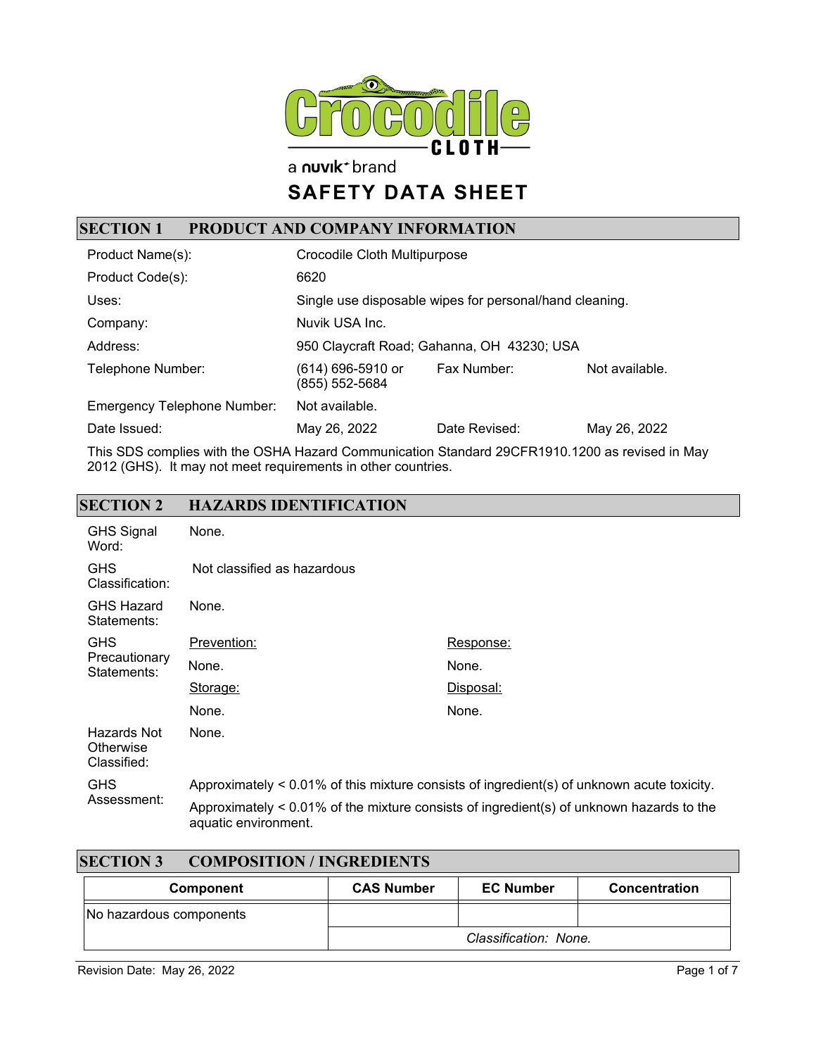Crocodile CLOTH

a nuvik brand

# SAFETY DATA SHEET

## SECTION 1 PRODUCT AND COMPANY INFORMATION

| | | | |
|---|---|---|---|
| Product Name(s): | Crocodile Cloth Multipurpose | | |
| Product Code(s): | 6620 | | |
| Uses: | Single use disposable wipes for personal/hand cleaning. | | |
| Company: | Nuvik USA Inc. | | |
| Address: | 950 Claycraft Road; Gahanna, OH 43230; USA | | |
| Telephone Number: | (614) 696-5910 or (855) 552-5684 | Fax Number: | Not available. |
| Emergency Telephone Number: | Not available. | | |
| Date Issued: | May 26, 2022 | Date Revised: | May 26, 2022 |

This SDS complies with the OSHA Hazard Communication Standard 29CFR1910.1200 as revised in May 2012 (GHS). It may not meet requirements in other countries.

## SECTION 2 HAZARDS IDENTIFICATION

| | | |
|---|---|---|
| GHS Signal Word: | None. | |
| GHS Classification: | Not classified as hazardous | |
| GHS Hazard Statements: | None. | |
| GHS Precautionary Statements: | Prevention: | Response: |
| | None. | None. |
| | Storage: | Disposal: |
| | None. | None. |
| Hazards Not Otherwise Classified: | None. | |
| GHS Assessment: | Approximately < 0.01% of this mixture consists of ingredient(s) of unknown acute toxicity. | |
| | Approximately < 0.01% of the mixture consists of ingredient(s) of unknown hazards to the aquatic environment. | |

## SECTION 3 COMPOSITION / INGREDIENTS

| Component | CAS Number | EC Number | Concentration |
|---|---|---|---|
| No hazardous components | | | |
| | *Classification: None.* | | |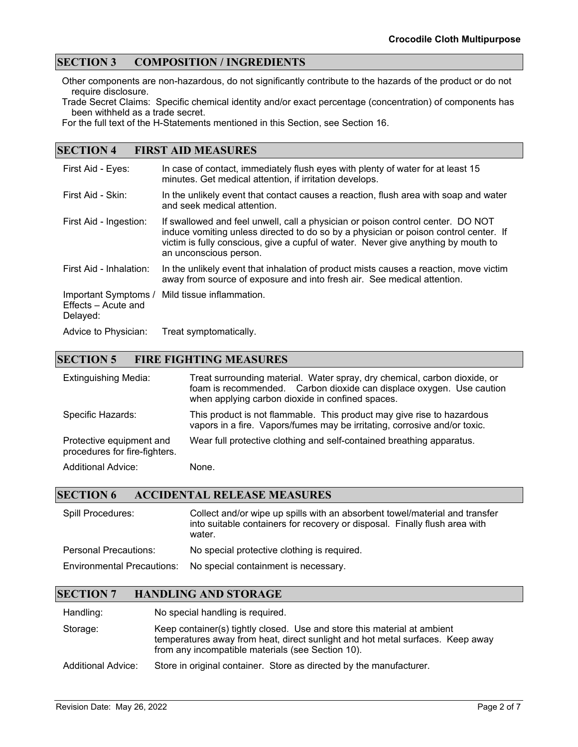## SECTION 3 COMPOSITION / INGREDIENTS

Other components are non-hazardous, do not significantly contribute to the hazards of the product or do not require disclosure.

Trade Secret Claims: Specific chemical identity and/or exact percentage (concentration) of components has been withheld as a trade secret.

For the full text of the H-Statements mentioned in this Section, see Section 16.

## SECTION 4 FIRST AID MEASURES

| | |
|---|---|
| First Aid - Eyes: | In case of contact, immediately flush eyes with plenty of water for at least 15 minutes. Get medical attention, if irritation develops. |
| First Aid - Skin: | In the unlikely event that contact causes a reaction, flush area with soap and water and seek medical attention. |
| First Aid - Ingestion: | If swallowed and feel unwell, call a physician or poison control center. DO NOT induce vomiting unless directed to do so by a physician or poison control center. If victim is fully conscious, give a cupful of water. Never give anything by mouth to an unconscious person. |
| First Aid - Inhalation: | In the unlikely event that inhalation of product mists causes a reaction, move victim away from source of exposure and into fresh air. See medical attention. |
| Important Symptoms / Effects – Acute and Delayed: | Mild tissue inflammation. |
| Advice to Physician: | Treat symptomatically. |

## SECTION 5 FIRE FIGHTING MEASURES

| | |
|---|---|
| Extinguishing Media: | Treat surrounding material. Water spray, dry chemical, carbon dioxide, or foam is recommended. Carbon dioxide can displace oxygen. Use caution when applying carbon dioxide in confined spaces. |
| Specific Hazards: | This product is not flammable. This product may give rise to hazardous vapors in a fire. Vapors/fumes may be irritating, corrosive and/or toxic. |
| Protective equipment and procedures for fire-fighters. | Wear full protective clothing and self-contained breathing apparatus. |
| Additional Advice: | None. |

## SECTION 6 ACCIDENTAL RELEASE MEASURES

| | |
|---|---|
| Spill Procedures: | Collect and/or wipe up spills with an absorbent towel/material and transfer into suitable containers for recovery or disposal. Finally flush area with water. |
| Personal Precautions: | No special protective clothing is required. |
| Environmental Precautions: | No special containment is necessary. |

## SECTION 7 HANDLING AND STORAGE

| | |
|---|---|
| Handling: | No special handling is required. |
| Storage: | Keep container(s) tightly closed. Use and store this material at ambient temperatures away from heat, direct sunlight and hot metal surfaces. Keep away from any incompatible materials (see Section 10). |
| Additional Advice: | Store in original container. Store as directed by the manufacturer. |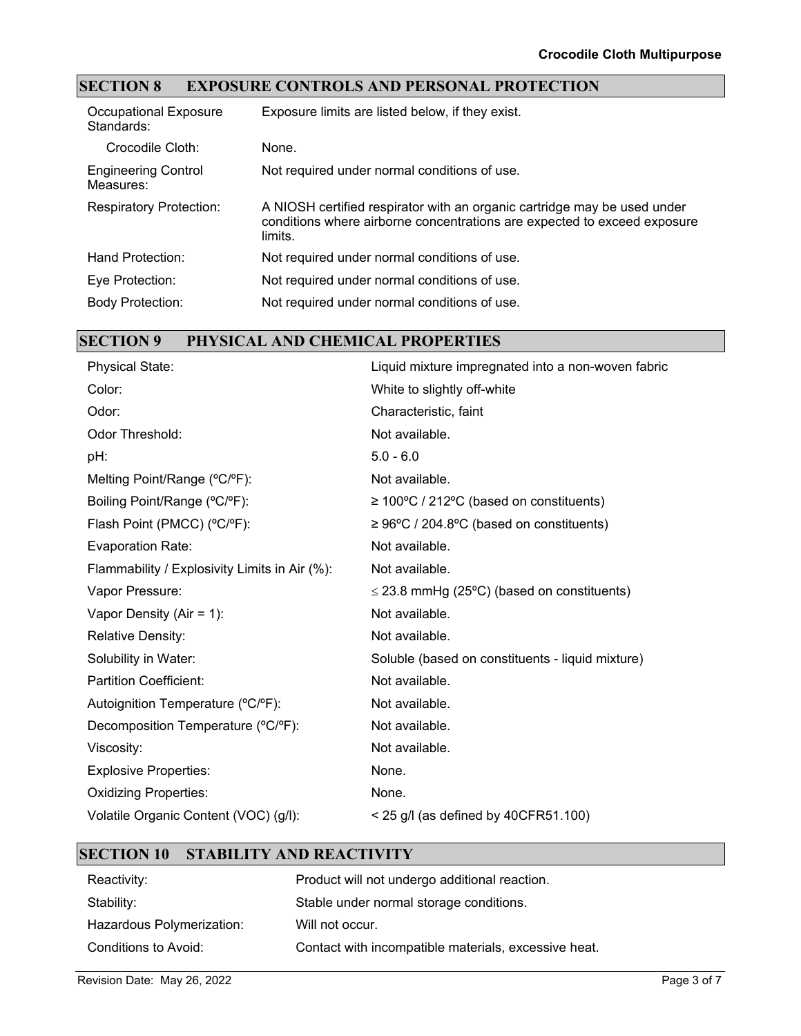## SECTION 8 EXPOSURE CONTROLS AND PERSONAL PROTECTION

| | |
|---|---|
| Occupational Exposure Standards: | Exposure limits are listed below, if they exist. |
| Crocodile Cloth: | None. |
| Engineering Control Measures: | Not required under normal conditions of use. |
| Respiratory Protection: | A NIOSH certified respirator with an organic cartridge may be used under conditions where airborne concentrations are expected to exceed exposure limits. |
| Hand Protection: | Not required under normal conditions of use. |
| Eye Protection: | Not required under normal conditions of use. |
| Body Protection: | Not required under normal conditions of use. |

## SECTION 9 PHYSICAL AND CHEMICAL PROPERTIES

| | |
|---|---|
| Physical State: | Liquid mixture impregnated into a non-woven fabric |
| Color: | White to slightly off-white |
| Odor: | Characteristic, faint |
| Odor Threshold: | Not available. |
| pH: | 5.0 - 6.0 |
| Melting Point/Range (ºC/ºF): | Not available. |
| Boiling Point/Range (ºC/ºF): | ≥ 100ºC / 212ºC (based on constituents) |
| Flash Point (PMCC) (ºC/ºF): | ≥ 96ºC / 204.8ºC (based on constituents) |
| Evaporation Rate: | Not available. |
| Flammability / Explosivity Limits in Air (%): | Not available. |
| Vapor Pressure: | ≤ 23.8 mmHg (25ºC) (based on constituents) |
| Vapor Density (Air = 1): | Not available. |
| Relative Density: | Not available. |
| Solubility in Water: | Soluble (based on constituents - liquid mixture) |
| Partition Coefficient: | Not available. |
| Autoignition Temperature (ºC/ºF): | Not available. |
| Decomposition Temperature (ºC/ºF): | Not available. |
| Viscosity: | Not available. |
| Explosive Properties: | None. |
| Oxidizing Properties: | None. |
| Volatile Organic Content (VOC) (g/l): | < 25 g/l (as defined by 40CFR51.100) |

## SECTION 10 STABILITY AND REACTIVITY

| | |
|---|---|
| Reactivity: | Product will not undergo additional reaction. |
| Stability: | Stable under normal storage conditions. |
| Hazardous Polymerization: | Will not occur. |
| Conditions to Avoid: | Contact with incompatible materials, excessive heat. |

Revision Date: May 26, 2022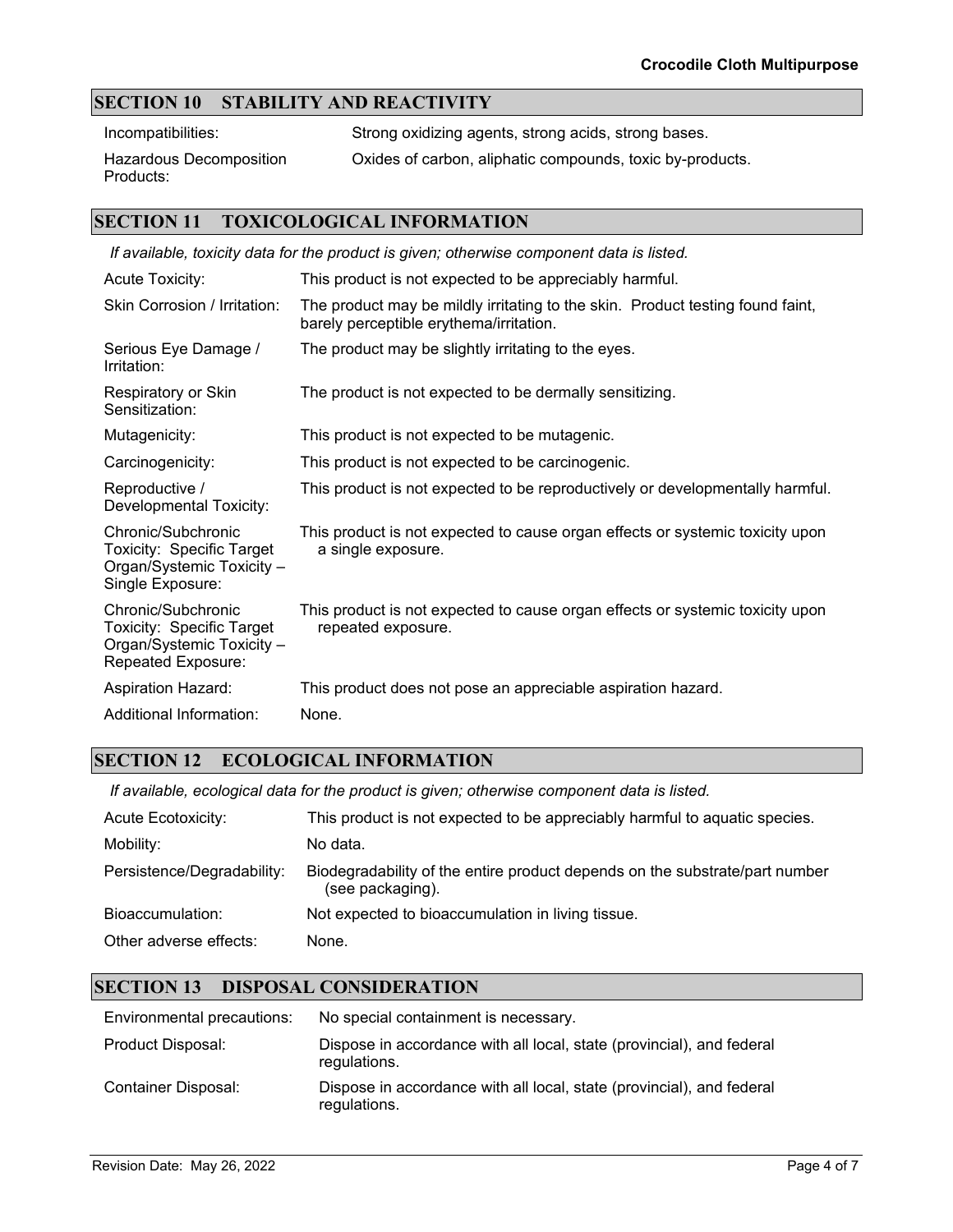## SECTION 10 STABILITY AND REACTIVITY

| | |
|---|---|
| Incompatibilities: | Strong oxidizing agents, strong acids, strong bases. |
| Hazardous Decomposition Products: | Oxides of carbon, aliphatic compounds, toxic by-products. |

## SECTION 11 TOXICOLOGICAL INFORMATION

*If available, toxicity data for the product is given; otherwise component data is listed.*

| | |
|---|---|
| Acute Toxicity: | This product is not expected to be appreciably harmful. |
| Skin Corrosion / Irritation: | The product may be mildly irritating to the skin. Product testing found faint, barely perceptible erythema/irritation. |
| Serious Eye Damage / Irritation: | The product may be slightly irritating to the eyes. |
| Respiratory or Skin Sensitization: | The product is not expected to be dermally sensitizing. |
| Mutagenicity: | This product is not expected to be mutagenic. |
| Carcinogenicity: | This product is not expected to be carcinogenic. |
| Reproductive / Developmental Toxicity: | This product is not expected to be reproductively or developmentally harmful. |
| Chronic/Subchronic Toxicity: Specific Target Organ/Systemic Toxicity – Single Exposure: | This product is not expected to cause organ effects or systemic toxicity upon a single exposure. |
| Chronic/Subchronic Toxicity: Specific Target Organ/Systemic Toxicity – Repeated Exposure: | This product is not expected to cause organ effects or systemic toxicity upon repeated exposure. |
| Aspiration Hazard: | This product does not pose an appreciable aspiration hazard. |
| Additional Information: | None. |

## SECTION 12 ECOLOGICAL INFORMATION

*If available, ecological data for the product is given; otherwise component data is listed.*

| | |
|---|---|
| Acute Ecotoxicity: | This product is not expected to be appreciably harmful to aquatic species. |
| Mobility: | No data. |
| Persistence/Degradability: | Biodegradability of the entire product depends on the substrate/part number (see packaging). |
| Bioaccumulation: | Not expected to bioaccumulation in living tissue. |
| Other adverse effects: | None. |

## SECTION 13 DISPOSAL CONSIDERATION

| | |
|---|---|
| Environmental precautions: | No special containment is necessary. |
| Product Disposal: | Dispose in accordance with all local, state (provincial), and federal regulations. |
| Container Disposal: | Dispose in accordance with all local, state (provincial), and federal regulations. |

Revision Date: May 26, 2022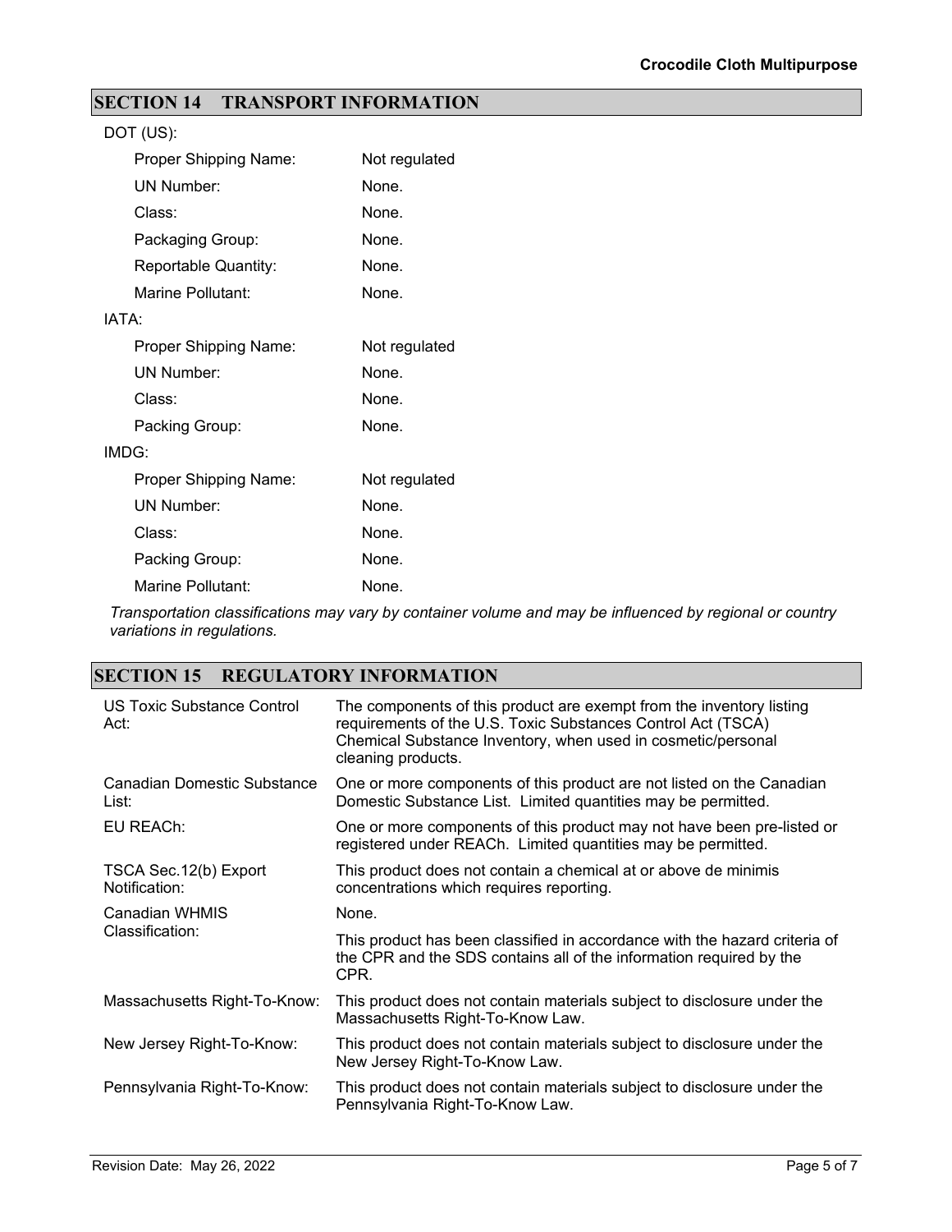## SECTION 14 TRANSPORT INFORMATION

DOT (US):

| | |
|---|---|
| Proper Shipping Name: | Not regulated |
| UN Number: | None. |
| Class: | None. |
| Packaging Group: | None. |
| Reportable Quantity: | None. |
| Marine Pollutant: | None. |

IATA:

| | |
|---|---|
| Proper Shipping Name: | Not regulated |
| UN Number: | None. |
| Class: | None. |
| Packing Group: | None. |

IMDG:

| | |
|---|---|
| Proper Shipping Name: | Not regulated |
| UN Number: | None. |
| Class: | None. |
| Packing Group: | None. |
| Marine Pollutant: | None. |

*Transportation classifications may vary by container volume and may be influenced by regional or country variations in regulations.*

## SECTION 15 REGULATORY INFORMATION

| | |
|---|---|
| US Toxic Substance Control Act: | The components of this product are exempt from the inventory listing requirements of the U.S. Toxic Substances Control Act (TSCA) Chemical Substance Inventory, when used in cosmetic/personal cleaning products. |
| Canadian Domestic Substance List: | One or more components of this product are not listed on the Canadian Domestic Substance List. Limited quantities may be permitted. |
| EU REACh: | One or more components of this product may not have been pre-listed or registered under REACh. Limited quantities may be permitted. |
| TSCA Sec.12(b) Export Notification: | This product does not contain a chemical at or above de minimis concentrations which requires reporting. |
| Canadian WHMIS Classification: | None.<br>This product has been classified in accordance with the hazard criteria of the CPR and the SDS contains all of the information required by the CPR. |
| Massachusetts Right-To-Know: | This product does not contain materials subject to disclosure under the Massachusetts Right-To-Know Law. |
| New Jersey Right-To-Know: | This product does not contain materials subject to disclosure under the New Jersey Right-To-Know Law. |
| Pennsylvania Right-To-Know: | This product does not contain materials subject to disclosure under the Pennsylvania Right-To-Know Law. |

Revision Date: May 26, 2022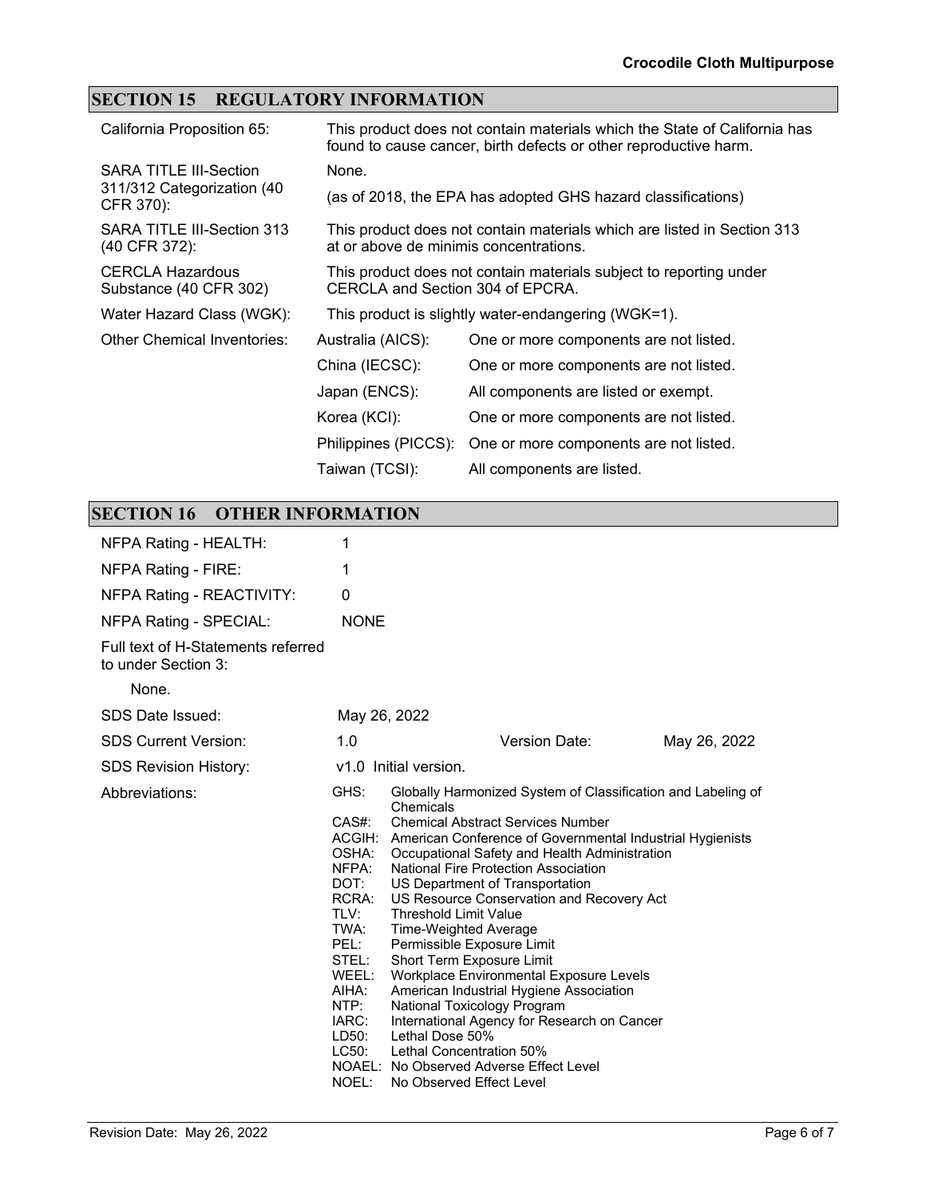## SECTION 15 REGULATORY INFORMATION

| | |
|---|---|
| California Proposition 65: | This product does not contain materials which the State of California has found to cause cancer, birth defects or other reproductive harm. |
| SARA TITLE III-Section 311/312 Categorization (40 CFR 370): | None. (as of 2018, the EPA has adopted GHS hazard classifications) |
| SARA TITLE III-Section 313 (40 CFR 372): | This product does not contain materials which are listed in Section 313 at or above de minimis concentrations. |
| CERCLA Hazardous Substance (40 CFR 302) | This product does not contain materials subject to reporting under CERCLA and Section 304 of EPCRA. |
| Water Hazard Class (WGK): | This product is slightly water-endangering (WGK=1). |

Other Chemical Inventories:

| | |
|---|---|
| Australia (AICS): | One or more components are not listed. |
| China (IECSC): | One or more components are not listed. |
| Japan (ENCS): | All components are listed or exempt. |
| Korea (KCI): | One or more components are not listed. |
| Philippines (PICCS): | One or more components are not listed. |
| Taiwan (TCSI): | All components are listed. |

## SECTION 16 OTHER INFORMATION

| | |
|---|---|
| NFPA Rating - HEALTH: | 1 |
| NFPA Rating - FIRE: | 1 |
| NFPA Rating - REACTIVITY: | 0 |
| NFPA Rating - SPECIAL: | NONE |

Full text of H-Statements referred to under Section 3:

None.

SDS Date Issued: May 26, 2022

SDS Current Version: 1.0 Version Date: May 26, 2022

SDS Revision History: v1.0 Initial version.

Abbreviations:

- GHS: Globally Harmonized System of Classification and Labeling of Chemicals
- CAS#: Chemical Abstract Services Number
- ACGIH: American Conference of Governmental Industrial Hygienists
- OSHA: Occupational Safety and Health Administration
- NFPA: National Fire Protection Association
- DOT: US Department of Transportation
- RCRA: US Resource Conservation and Recovery Act
- TLV: Threshold Limit Value
- TWA: Time-Weighted Average
- PEL: Permissible Exposure Limit
- STEL: Short Term Exposure Limit
- WEEL: Workplace Environmental Exposure Levels
- AIHA: American Industrial Hygiene Association
- NTP: National Toxicology Program
- IARC: International Agency for Research on Cancer
- LD50: Lethal Dose 50%
- LC50: Lethal Concentration 50%
- NOAEL: No Observed Adverse Effect Level
- NOEL: No Observed Effect Level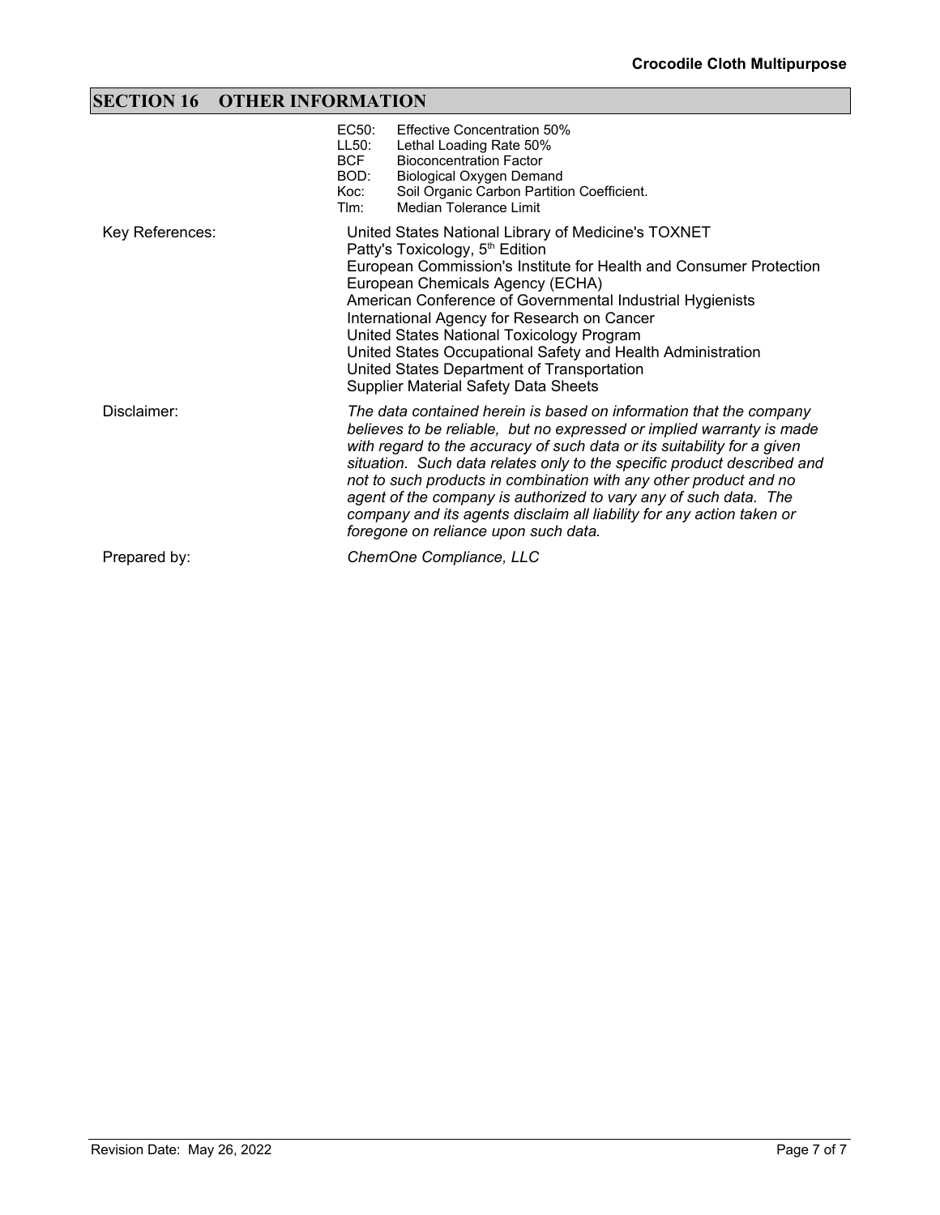## SECTION 16 OTHER INFORMATION

| | |
|---|---|
| EC50: | Effective Concentration 50% |
| LL50: | Lethal Loading Rate 50% |
| BCF | Bioconcentration Factor |
| BOD: | Biological Oxygen Demand |
| Koc: | Soil Organic Carbon Partition Coefficient. |
| Tlm: | Median Tolerance Limit |

Key References:

United States National Library of Medicine's TOXNET
Patty's Toxicology, 5th Edition
European Commission's Institute for Health and Consumer Protection
European Chemicals Agency (ECHA)
American Conference of Governmental Industrial Hygienists
International Agency for Research on Cancer
United States National Toxicology Program
United States Occupational Safety and Health Administration
United States Department of Transportation
Supplier Material Safety Data Sheets

Disclaimer:

*The data contained herein is based on information that the company believes to be reliable, but no expressed or implied warranty is made with regard to the accuracy of such data or its suitability for a given situation. Such data relates only to the specific product described and not to such products in combination with any other product and no agent of the company is authorized to vary any of such data. The company and its agents disclaim all liability for any action taken or foregone on reliance upon such data.*

Prepared by: *ChemOne Compliance, LLC*

Revision Date: May 26, 2022